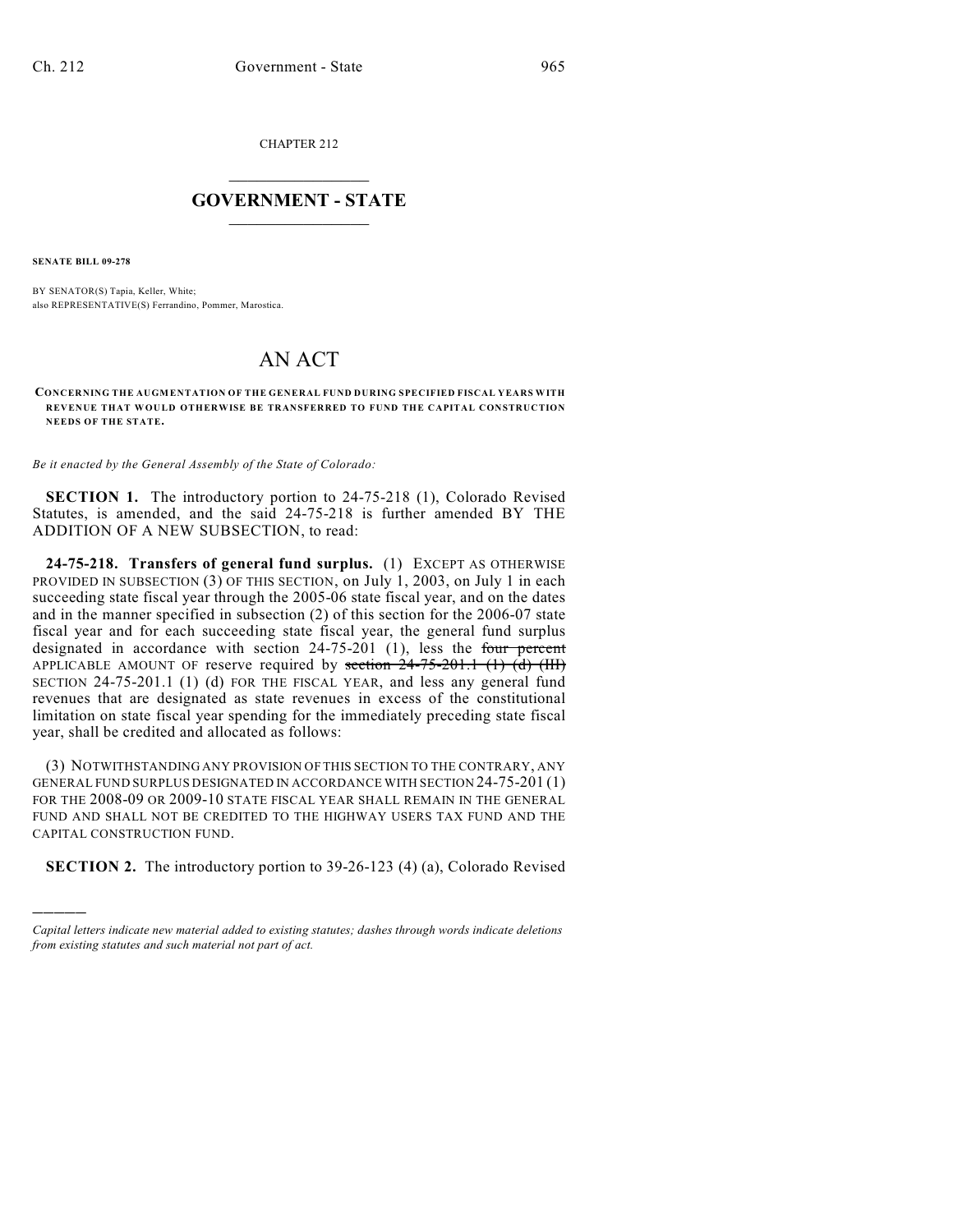CHAPTER 212

# GOVERNMENT - STATE

**SENATE BILL 09-278**

BY SENATOR(S) Tapia, Keller, White;
also REPRESENTATIVE(S) Ferrandino, Pommer, Marostica.

# AN ACT

**CONCERNING THE AUGMENTATION OF THE GENERAL FUND DURING SPECIFIED FISCAL YEARS WITH REVENUE THAT WOULD OTHERWISE BE TRANSFERRED TO FUND THE CAPITAL CONSTRUCTION NEEDS OF THE STATE.**

*Be it enacted by the General Assembly of the State of Colorado:*

**SECTION 1.** The introductory portion to 24-75-218 (1), Colorado Revised Statutes, is amended, and the said 24-75-218 is further amended BY THE ADDITION OF A NEW SUBSECTION, to read:

**24-75-218. Transfers of general fund surplus.** (1) EXCEPT AS OTHERWISE PROVIDED IN SUBSECTION (3) OF THIS SECTION, on July 1, 2003, on July 1 in each succeeding state fiscal year through the 2005-06 state fiscal year, and on the dates and in the manner specified in subsection (2) of this section for the 2006-07 state fiscal year and for each succeeding state fiscal year, the general fund surplus designated in accordance with section 24-75-201 (1), less the ~~four percent~~ APPLICABLE AMOUNT OF reserve required by ~~section 24-75-201.1 (1) (d) (III)~~ SECTION 24-75-201.1 (1) (d) FOR THE FISCAL YEAR, and less any general fund revenues that are designated as state revenues in excess of the constitutional limitation on state fiscal year spending for the immediately preceding state fiscal year, shall be credited and allocated as follows:

(3) NOTWITHSTANDING ANY PROVISION OF THIS SECTION TO THE CONTRARY, ANY GENERAL FUND SURPLUS DESIGNATED IN ACCORDANCE WITH SECTION 24-75-201 (1) FOR THE 2008-09 OR 2009-10 STATE FISCAL YEAR SHALL REMAIN IN THE GENERAL FUND AND SHALL NOT BE CREDITED TO THE HIGHWAY USERS TAX FUND AND THE CAPITAL CONSTRUCTION FUND.

**SECTION 2.** The introductory portion to 39-26-123 (4) (a), Colorado Revised

---

*Capital letters indicate new material added to existing statutes; dashes through words indicate deletions from existing statutes and such material not part of act.*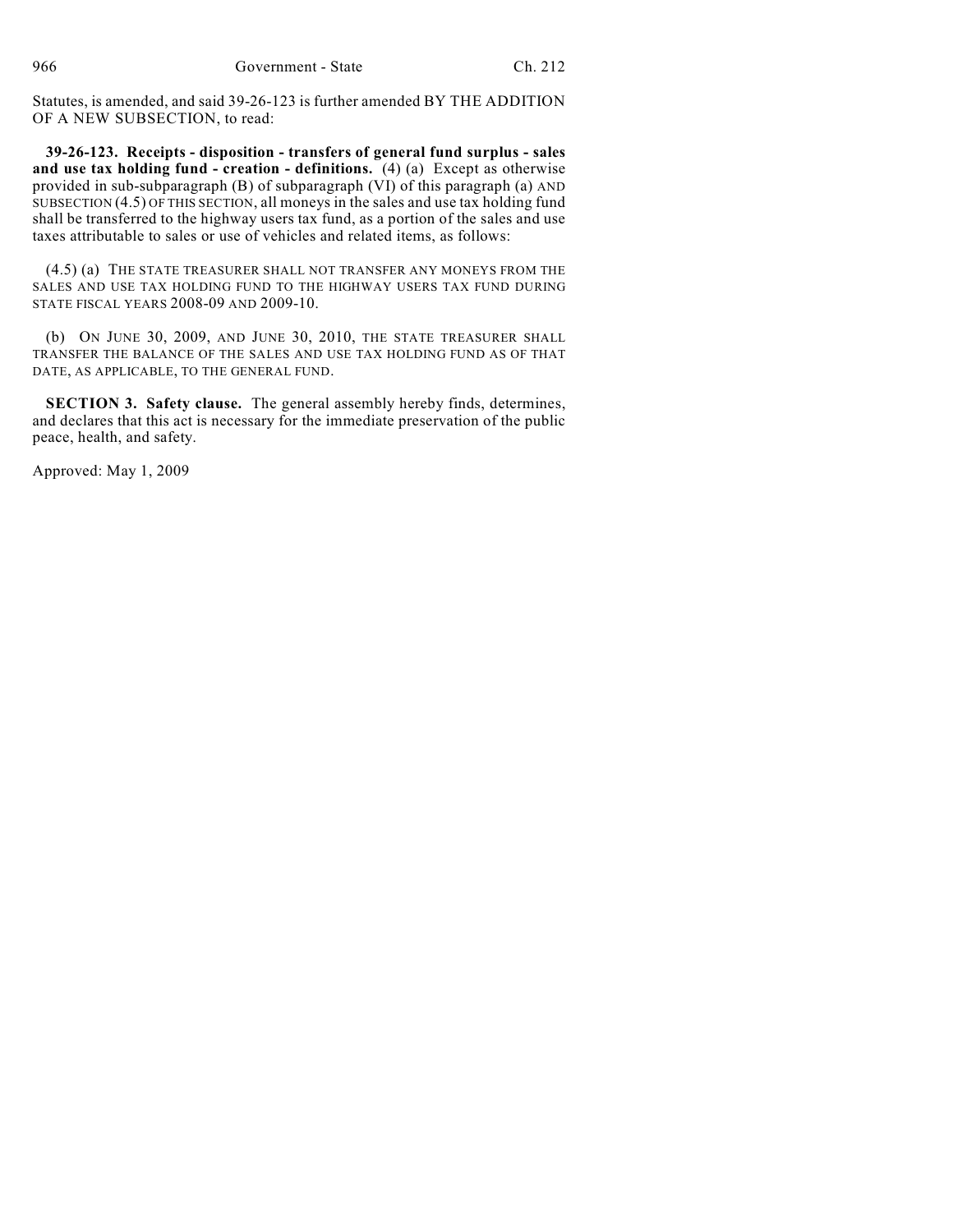Statutes, is amended, and said 39-26-123 is further amended BY THE ADDITION OF A NEW SUBSECTION, to read:

**39-26-123. Receipts - disposition - transfers of general fund surplus - sales and use tax holding fund - creation - definitions.** (4) (a) Except as otherwise provided in sub-subparagraph (B) of subparagraph (VI) of this paragraph (a) AND SUBSECTION (4.5) OF THIS SECTION, all moneys in the sales and use tax holding fund shall be transferred to the highway users tax fund, as a portion of the sales and use taxes attributable to sales or use of vehicles and related items, as follows:

(4.5) (a) THE STATE TREASURER SHALL NOT TRANSFER ANY MONEYS FROM THE SALES AND USE TAX HOLDING FUND TO THE HIGHWAY USERS TAX FUND DURING STATE FISCAL YEARS 2008-09 AND 2009-10.

(b) ON JUNE 30, 2009, AND JUNE 30, 2010, THE STATE TREASURER SHALL TRANSFER THE BALANCE OF THE SALES AND USE TAX HOLDING FUND AS OF THAT DATE, AS APPLICABLE, TO THE GENERAL FUND.

**SECTION 3. Safety clause.** The general assembly hereby finds, determines, and declares that this act is necessary for the immediate preservation of the public peace, health, and safety.

Approved: May 1, 2009